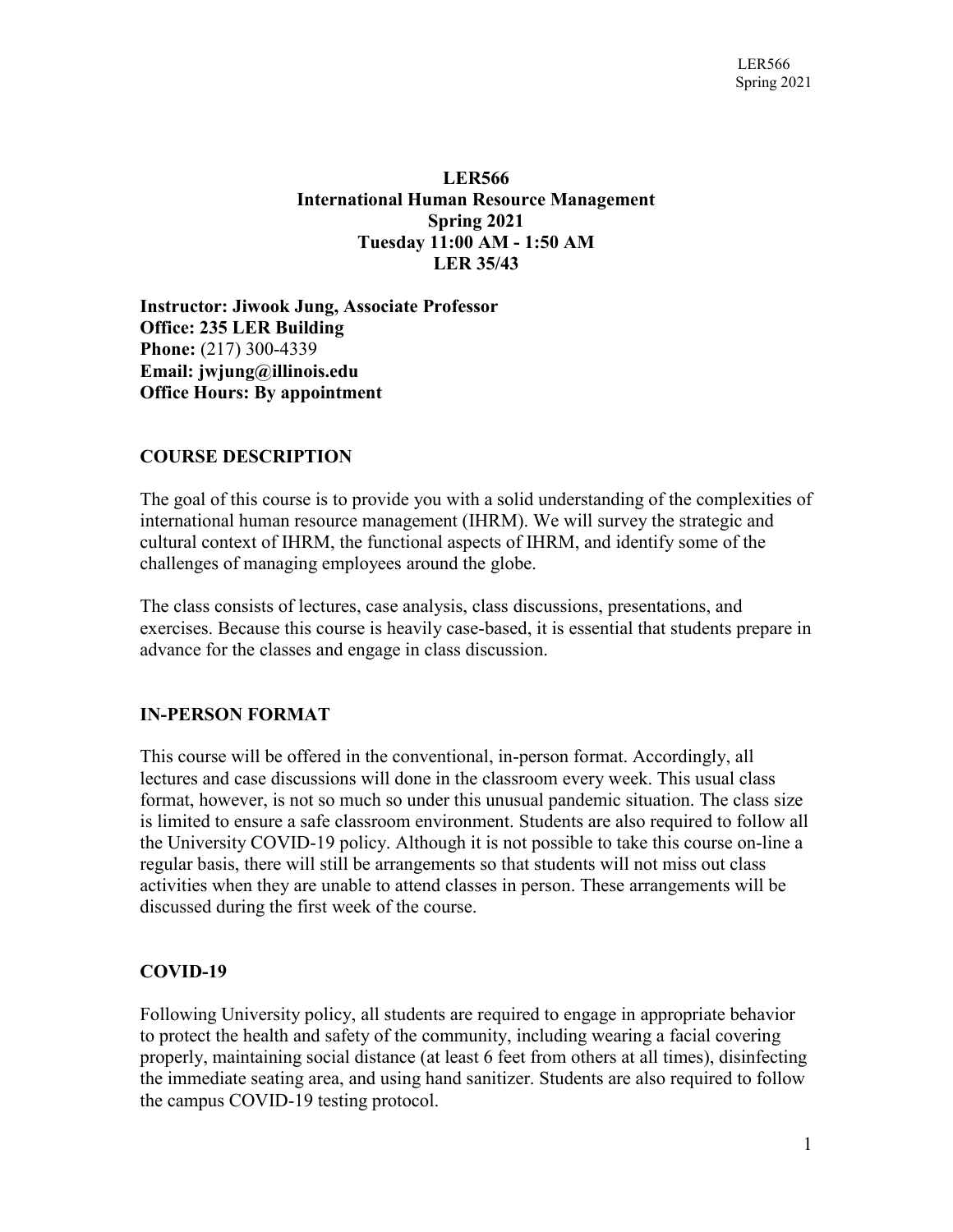**LER566**
**International Human Resource Management**
**Spring 2021**
**Tuesday 11:00 AM - 1:50 AM**
**LER 35/43**

**Instructor: Jiwook Jung, Associate Professor**
**Office: 235 LER Building**
**Phone:** (217) 300-4339
**Email: jwjung@illinois.edu**
**Office Hours: By appointment**

## COURSE DESCRIPTION

The goal of this course is to provide you with a solid understanding of the complexities of international human resource management (IHRM). We will survey the strategic and cultural context of IHRM, the functional aspects of IHRM, and identify some of the challenges of managing employees around the globe.

The class consists of lectures, case analysis, class discussions, presentations, and exercises. Because this course is heavily case-based, it is essential that students prepare in advance for the classes and engage in class discussion.

## IN-PERSON FORMAT

This course will be offered in the conventional, in-person format. Accordingly, all lectures and case discussions will done in the classroom every week. This usual class format, however, is not so much so under this unusual pandemic situation. The class size is limited to ensure a safe classroom environment. Students are also required to follow all the University COVID-19 policy. Although it is not possible to take this course on-line a regular basis, there will still be arrangements so that students will not miss out class activities when they are unable to attend classes in person. These arrangements will be discussed during the first week of the course.

## COVID-19

Following University policy, all students are required to engage in appropriate behavior to protect the health and safety of the community, including wearing a facial covering properly, maintaining social distance (at least 6 feet from others at all times), disinfecting the immediate seating area, and using hand sanitizer. Students are also required to follow the campus COVID-19 testing protocol.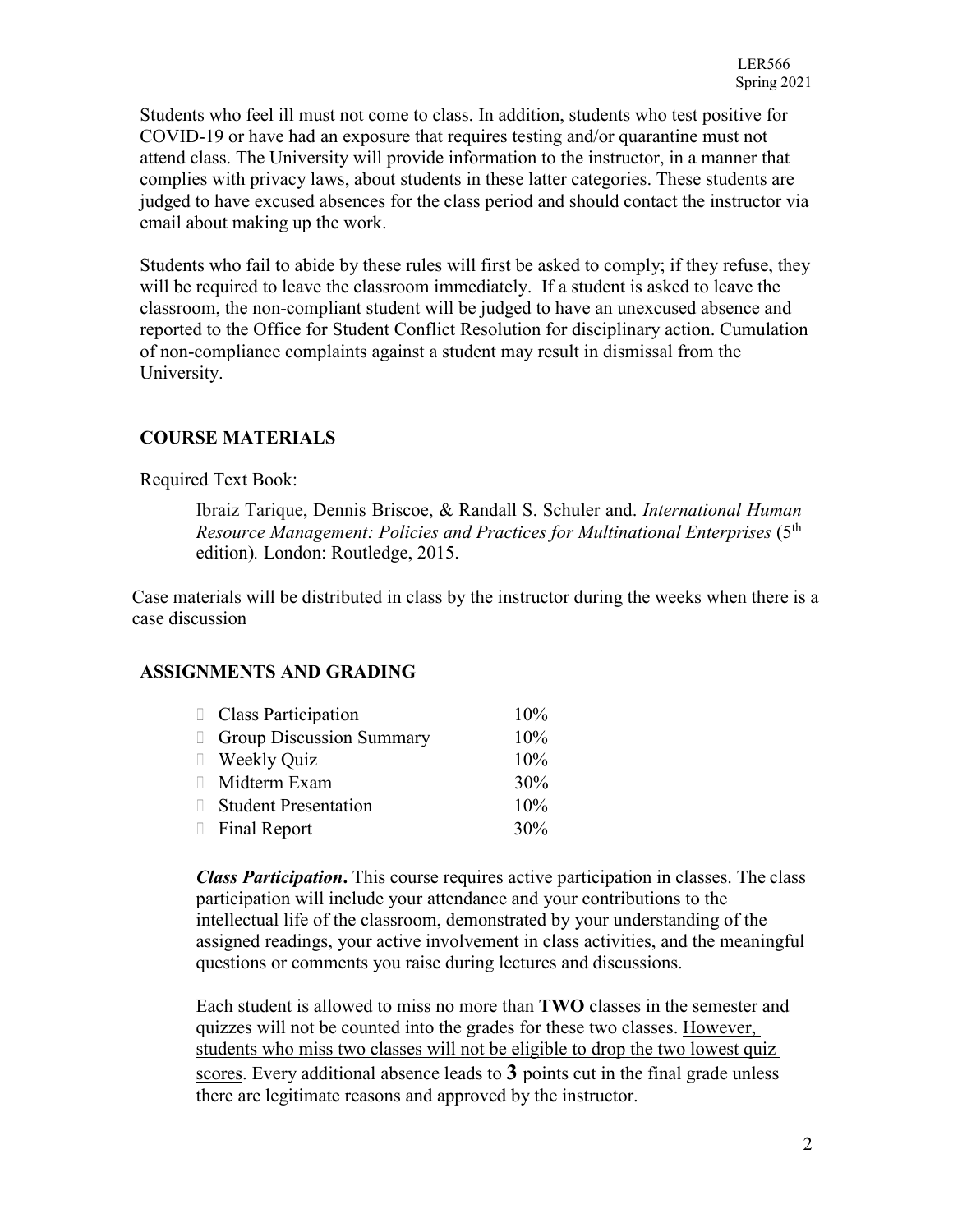Students who feel ill must not come to class. In addition, students who test positive for COVID-19 or have had an exposure that requires testing and/or quarantine must not attend class. The University will provide information to the instructor, in a manner that complies with privacy laws, about students in these latter categories. These students are judged to have excused absences for the class period and should contact the instructor via email about making up the work.

Students who fail to abide by these rules will first be asked to comply; if they refuse, they will be required to leave the classroom immediately. If a student is asked to leave the classroom, the non-compliant student will be judged to have an unexcused absence and reported to the Office for Student Conflict Resolution for disciplinary action. Cumulation of non-compliance complaints against a student may result in dismissal from the University.

## COURSE MATERIALS

Required Text Book:

> Ibraiz Tarique, Dennis Briscoe, & Randall S. Schuler and. *International Human Resource Management: Policies and Practices for Multinational Enterprises* (5th edition)*.* London: Routledge, 2015.

Case materials will be distributed in class by the instructor during the weeks when there is a case discussion

## ASSIGNMENTS AND GRADING

| | |
|---|---|
| Class Participation | 10% |
| Group Discussion Summary | 10% |
| Weekly Quiz | 10% |
| Midterm Exam | 30% |
| Student Presentation | 10% |
| Final Report | 30% |

***Class Participation*.** This course requires active participation in classes. The class participation will include your attendance and your contributions to the intellectual life of the classroom, demonstrated by your understanding of the assigned readings, your active involvement in class activities, and the meaningful questions or comments you raise during lectures and discussions.

Each student is allowed to miss no more than **TWO** classes in the semester and quizzes will not be counted into the grades for these two classes. <u>However, students who miss two classes will not be eligible to drop the two lowest quiz scores</u>. Every additional absence leads to **3** points cut in the final grade unless there are legitimate reasons and approved by the instructor.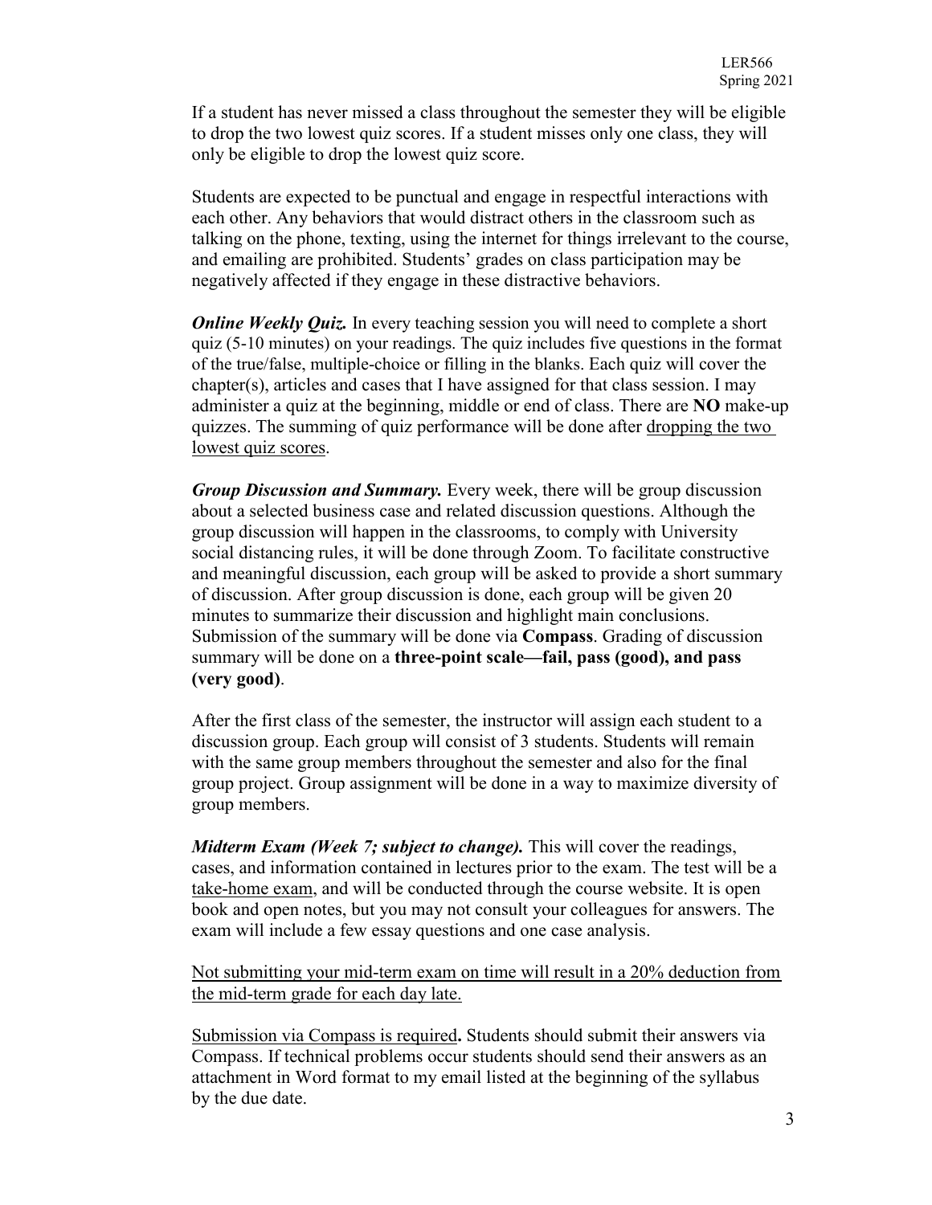If a student has never missed a class throughout the semester they will be eligible to drop the two lowest quiz scores. If a student misses only one class, they will only be eligible to drop the lowest quiz score.

Students are expected to be punctual and engage in respectful interactions with each other. Any behaviors that would distract others in the classroom such as talking on the phone, texting, using the internet for things irrelevant to the course, and emailing are prohibited. Students' grades on class participation may be negatively affected if they engage in these distractive behaviors.

***Online Weekly Quiz.*** In every teaching session you will need to complete a short quiz (5-10 minutes) on your readings. The quiz includes five questions in the format of the true/false, multiple-choice or filling in the blanks. Each quiz will cover the chapter(s), articles and cases that I have assigned for that class session. I may administer a quiz at the beginning, middle or end of class. There are **NO** make-up quizzes. The summing of quiz performance will be done after <u>dropping the two lowest quiz scores</u>.

***Group Discussion and Summary.*** Every week, there will be group discussion about a selected business case and related discussion questions. Although the group discussion will happen in the classrooms, to comply with University social distancing rules, it will be done through Zoom. To facilitate constructive and meaningful discussion, each group will be asked to provide a short summary of discussion. After group discussion is done, each group will be given 20 minutes to summarize their discussion and highlight main conclusions. Submission of the summary will be done via **Compass**. Grading of discussion summary will be done on a **three-point scale—fail, pass (good), and pass (very good)**.

After the first class of the semester, the instructor will assign each student to a discussion group. Each group will consist of 3 students. Students will remain with the same group members throughout the semester and also for the final group project. Group assignment will be done in a way to maximize diversity of group members.

***Midterm Exam (Week 7; subject to change).*** This will cover the readings, cases, and information contained in lectures prior to the exam. The test will be a <u>take-home exam</u>, and will be conducted through the course website. It is open book and open notes, but you may not consult your colleagues for answers. The exam will include a few essay questions and one case analysis.

<u>Not submitting your mid-term exam on time will result in a 20% deduction from the mid-term grade for each day late.</u>

<u>Submission via Compass is required</u>**.** Students should submit their answers via Compass. If technical problems occur students should send their answers as an attachment in Word format to my email listed at the beginning of the syllabus by the due date.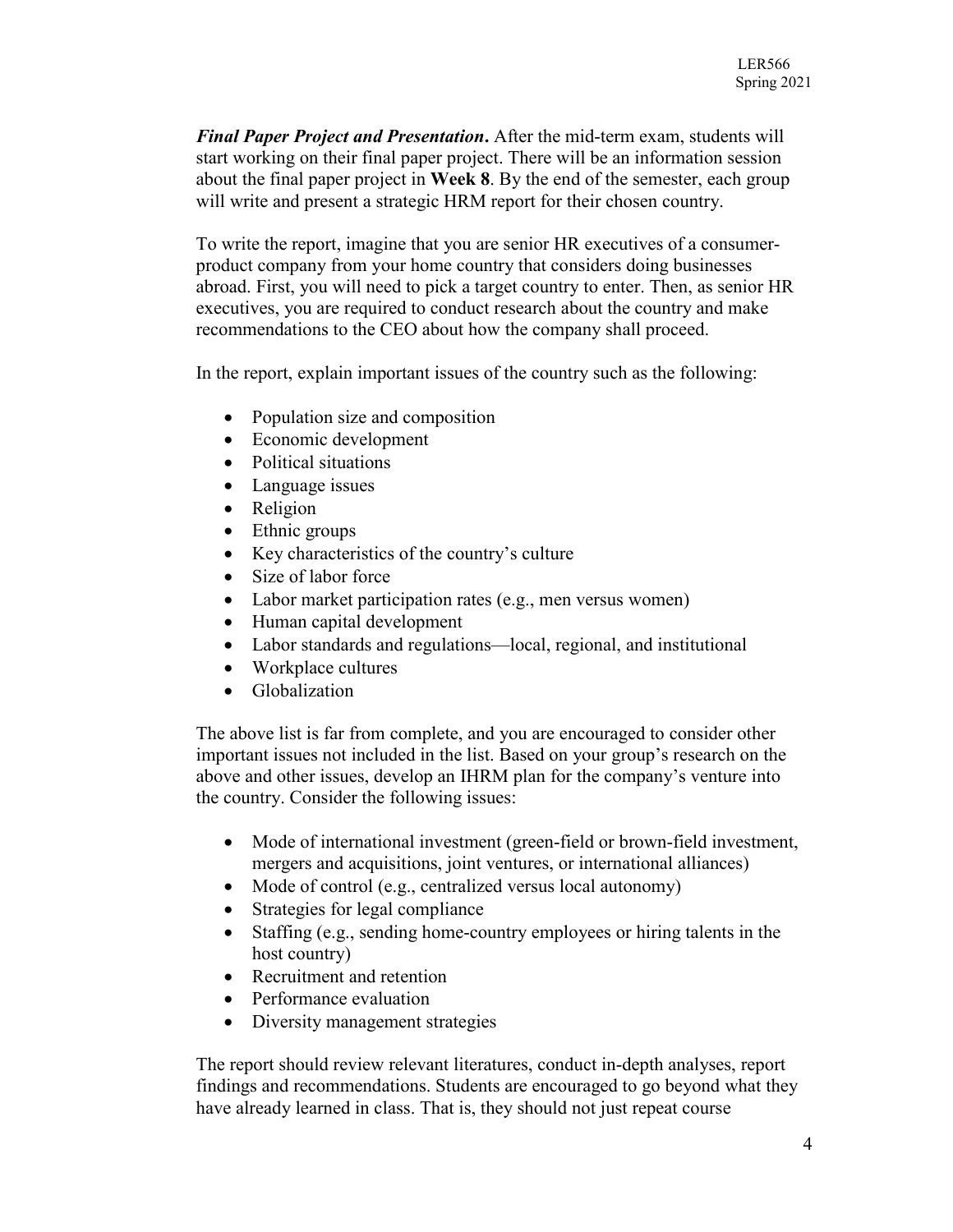***Final Paper Project and Presentation*.** After the mid-term exam, students will start working on their final paper project. There will be an information session about the final paper project in **Week 8**. By the end of the semester, each group will write and present a strategic HRM report for their chosen country.

To write the report, imagine that you are senior HR executives of a consumer-product company from your home country that considers doing businesses abroad. First, you will need to pick a target country to enter. Then, as senior HR executives, you are required to conduct research about the country and make recommendations to the CEO about how the company shall proceed.

In the report, explain important issues of the country such as the following:

- Population size and composition
- Economic development
- Political situations
- Language issues
- Religion
- Ethnic groups
- Key characteristics of the country's culture
- Size of labor force
- Labor market participation rates (e.g., men versus women)
- Human capital development
- Labor standards and regulations—local, regional, and institutional
- Workplace cultures
- Globalization

The above list is far from complete, and you are encouraged to consider other important issues not included in the list. Based on your group's research on the above and other issues, develop an IHRM plan for the company's venture into the country. Consider the following issues:

- Mode of international investment (green-field or brown-field investment, mergers and acquisitions, joint ventures, or international alliances)
- Mode of control (e.g., centralized versus local autonomy)
- Strategies for legal compliance
- Staffing (e.g., sending home-country employees or hiring talents in the host country)
- Recruitment and retention
- Performance evaluation
- Diversity management strategies

The report should review relevant literatures, conduct in-depth analyses, report findings and recommendations. Students are encouraged to go beyond what they have already learned in class. That is, they should not just repeat course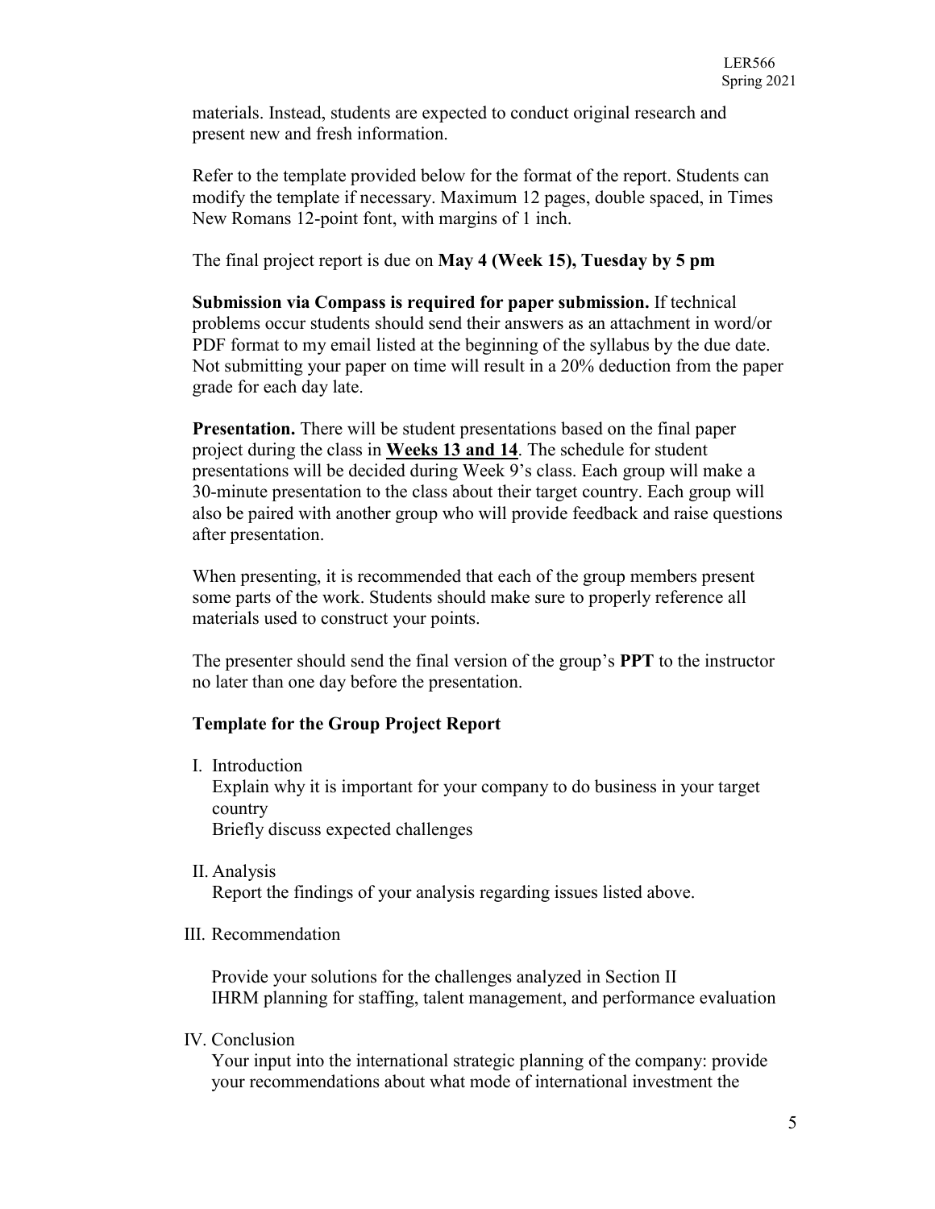materials. Instead, students are expected to conduct original research and present new and fresh information.

Refer to the template provided below for the format of the report. Students can modify the template if necessary. Maximum 12 pages, double spaced, in Times New Romans 12-point font, with margins of 1 inch.

The final project report is due on **May 4 (Week 15), Tuesday by 5 pm**

**Submission via Compass is required for paper submission.** If technical problems occur students should send their answers as an attachment in word/or PDF format to my email listed at the beginning of the syllabus by the due date. Not submitting your paper on time will result in a 20% deduction from the paper grade for each day late.

**Presentation.** There will be student presentations based on the final paper project during the class in **Weeks 13 and 14**. The schedule for student presentations will be decided during Week 9's class. Each group will make a 30-minute presentation to the class about their target country. Each group will also be paired with another group who will provide feedback and raise questions after presentation.

When presenting, it is recommended that each of the group members present some parts of the work. Students should make sure to properly reference all materials used to construct your points.

The presenter should send the final version of the group's **PPT** to the instructor no later than one day before the presentation.

**Template for the Group Project Report**

I. Introduction
   Explain why it is important for your company to do business in your target country
   Briefly discuss expected challenges

II. Analysis
   Report the findings of your analysis regarding issues listed above.

III. Recommendation

   Provide your solutions for the challenges analyzed in Section II
   IHRM planning for staffing, talent management, and performance evaluation

IV. Conclusion
   Your input into the international strategic planning of the company: provide your recommendations about what mode of international investment the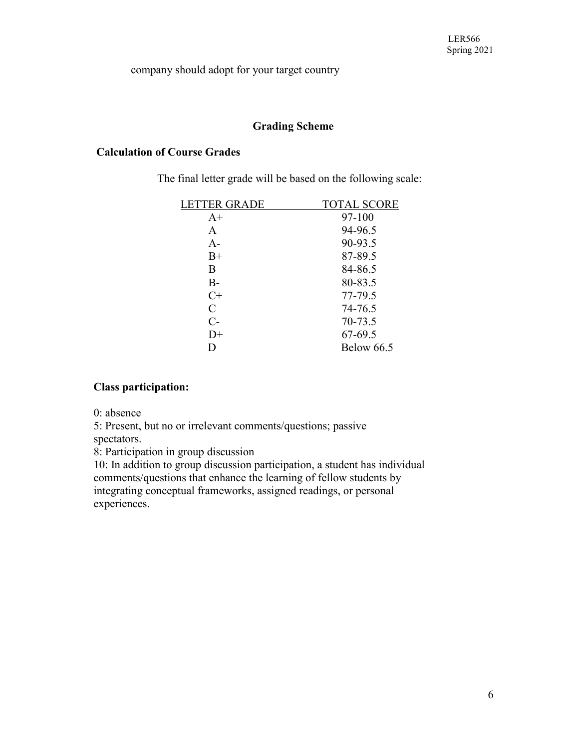company should adopt for your target country

## Grading Scheme

### Calculation of Course Grades

The final letter grade will be based on the following scale:

| LETTER GRADE | TOTAL SCORE |
| --- | --- |
| A+ | 97-100 |
| A | 94-96.5 |
| A- | 90-93.5 |
| B+ | 87-89.5 |
| B | 84-86.5 |
| B- | 80-83.5 |
| C+ | 77-79.5 |
| C | 74-76.5 |
| C- | 70-73.5 |
| D+ | 67-69.5 |
| D | Below 66.5 |

### Class participation:

0: absence
5: Present, but no or irrelevant comments/questions; passive spectators.
8: Participation in group discussion
10: In addition to group discussion participation, a student has individual comments/questions that enhance the learning of fellow students by integrating conceptual frameworks, assigned readings, or personal experiences.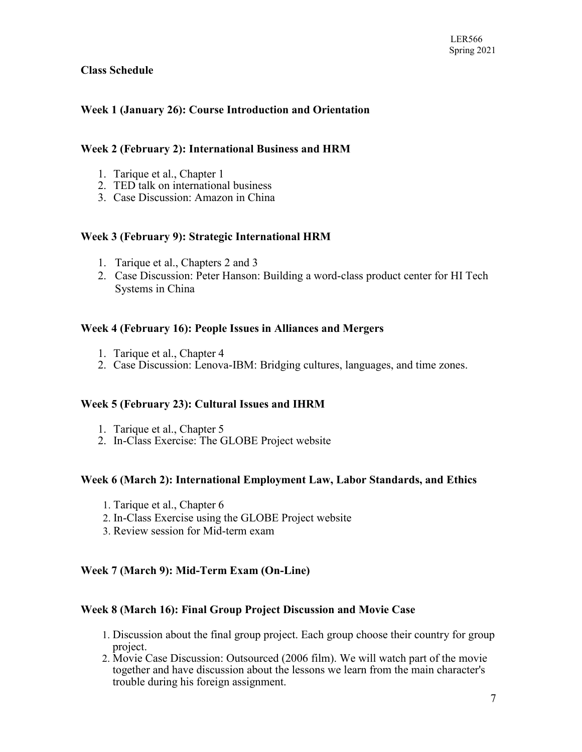**Class Schedule**

**Week 1 (January 26): Course Introduction and Orientation**

**Week 2 (February 2): International Business and HRM**

1. Tarique et al., Chapter 1
2. TED talk on international business
3. Case Discussion: Amazon in China

**Week 3 (February 9): Strategic International HRM**

1. Tarique et al., Chapters 2 and 3
2. Case Discussion: Peter Hanson: Building a word-class product center for HI Tech Systems in China

**Week 4 (February 16): People Issues in Alliances and Mergers**

1. Tarique et al., Chapter 4
2. Case Discussion: Lenova-IBM: Bridging cultures, languages, and time zones.

**Week 5 (February 23): Cultural Issues and IHRM**

1. Tarique et al., Chapter 5
2. In-Class Exercise: The GLOBE Project website

**Week 6 (March 2): International Employment Law, Labor Standards, and Ethics**

1. Tarique et al., Chapter 6
2. In-Class Exercise using the GLOBE Project website
3. Review session for Mid-term exam

**Week 7 (March 9): Mid-Term Exam (On-Line)**

**Week 8 (March 16): Final Group Project Discussion and Movie Case**

1. Discussion about the final group project. Each group choose their country for group project.
2. Movie Case Discussion: Outsourced (2006 film). We will watch part of the movie together and have discussion about the lessons we learn from the main character's trouble during his foreign assignment.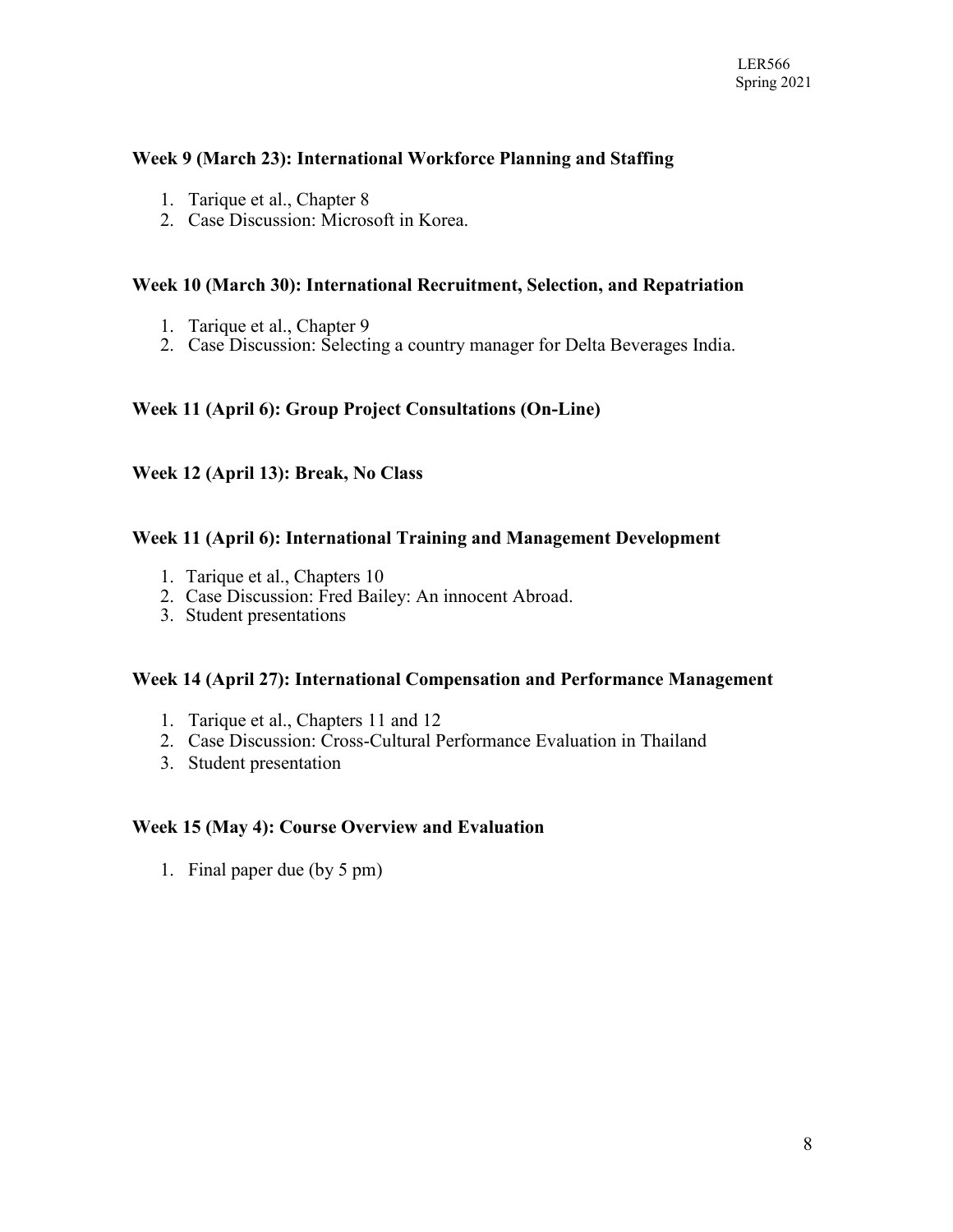**Week 9 (March 23): International Workforce Planning and Staffing**

1. Tarique et al., Chapter 8
2. Case Discussion: Microsoft in Korea.

**Week 10 (March 30): International Recruitment, Selection, and Repatriation**

1. Tarique et al., Chapter 9
2. Case Discussion: Selecting a country manager for Delta Beverages India.

**Week 11 (April 6): Group Project Consultations (On-Line)**

**Week 12 (April 13): Break, No Class**

**Week 11 (April 6): International Training and Management Development**

1. Tarique et al., Chapters 10
2. Case Discussion: Fred Bailey: An innocent Abroad.
3. Student presentations

**Week 14 (April 27): International Compensation and Performance Management**

1. Tarique et al., Chapters 11 and 12
2. Case Discussion: Cross-Cultural Performance Evaluation in Thailand
3. Student presentation

**Week 15 (May 4): Course Overview and Evaluation**

1. Final paper due (by 5 pm)